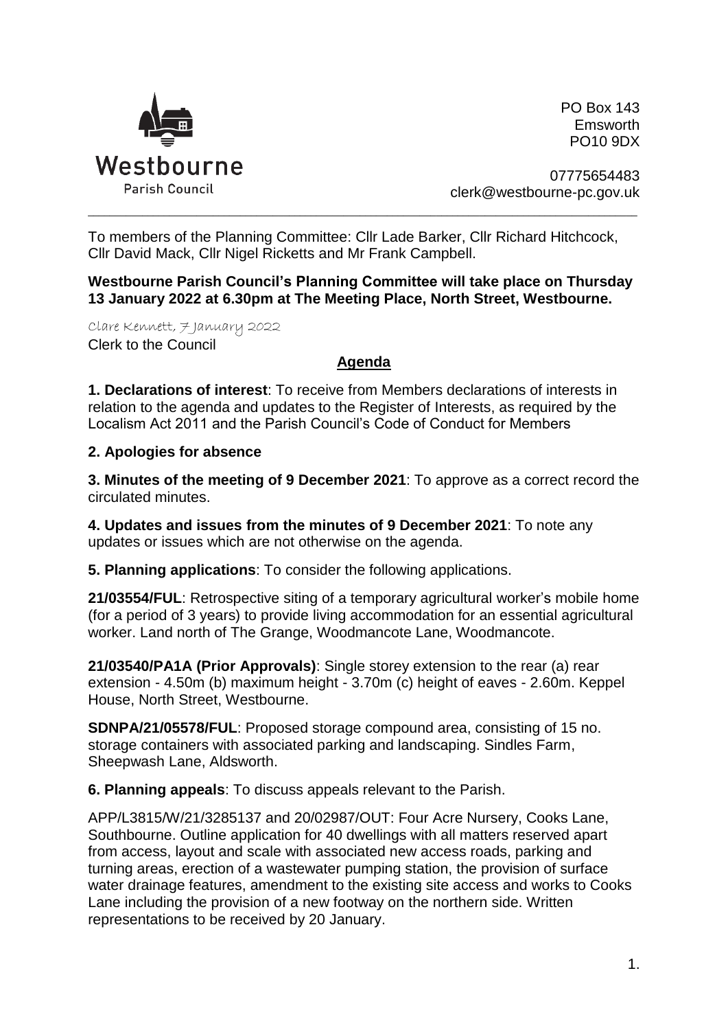Westbourne
Parish Council

PO Box 143
Emsworth
PO10 9DX

07775654483
clerk@westbourne-pc.gov.uk

---

To members of the Planning Committee: Cllr Lade Barker, Cllr Richard Hitchcock, Cllr David Mack, Cllr Nigel Ricketts and Mr Frank Campbell.

**Westbourne Parish Council's Planning Committee will take place on Thursday 13 January 2022 at 6.30pm at The Meeting Place, North Street, Westbourne.**

Clare Kennett, 7 January 2022
Clerk to the Council

## Agenda

**1. Declarations of interest**: To receive from Members declarations of interests in relation to the agenda and updates to the Register of Interests, as required by the Localism Act 2011 and the Parish Council's Code of Conduct for Members

**2. Apologies for absence**

**3. Minutes of the meeting of 9 December 2021**: To approve as a correct record the circulated minutes.

**4. Updates and issues from the minutes of 9 December 2021**: To note any updates or issues which are not otherwise on the agenda.

**5. Planning applications**: To consider the following applications.

**21/03554/FUL**: Retrospective siting of a temporary agricultural worker's mobile home (for a period of 3 years) to provide living accommodation for an essential agricultural worker. Land north of The Grange, Woodmancote Lane, Woodmancote.

**21/03540/PA1A (Prior Approvals)**: Single storey extension to the rear (a) rear extension - 4.50m (b) maximum height - 3.70m (c) height of eaves - 2.60m. Keppel House, North Street, Westbourne.

**SDNPA/21/05578/FUL**: Proposed storage compound area, consisting of 15 no. storage containers with associated parking and landscaping. Sindles Farm, Sheepwash Lane, Aldsworth.

**6. Planning appeals**: To discuss appeals relevant to the Parish.

APP/L3815/W/21/3285137 and 20/02987/OUT: Four Acre Nursery, Cooks Lane, Southbourne. Outline application for 40 dwellings with all matters reserved apart from access, layout and scale with associated new access roads, parking and turning areas, erection of a wastewater pumping station, the provision of surface water drainage features, amendment to the existing site access and works to Cooks Lane including the provision of a new footway on the northern side. Written representations to be received by 20 January.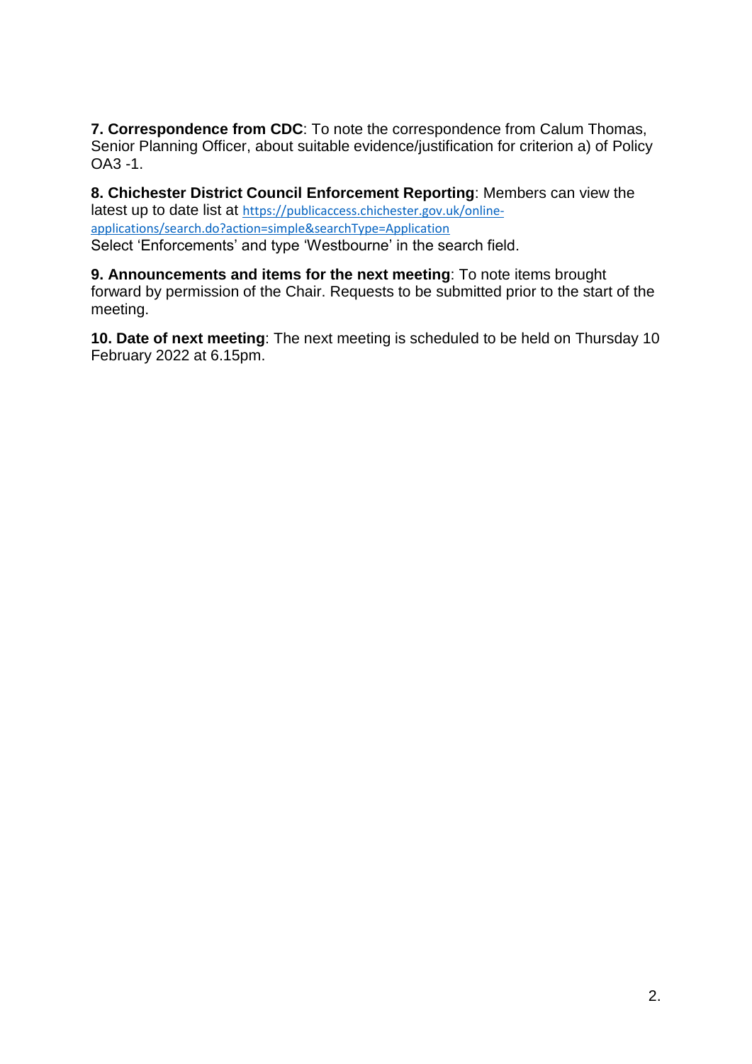**7. Correspondence from CDC**: To note the correspondence from Calum Thomas, Senior Planning Officer, about suitable evidence/justification for criterion a) of Policy OA3 -1.

**8. Chichester District Council Enforcement Reporting**: Members can view the latest up to date list at https://publicaccess.chichester.gov.uk/online-applications/search.do?action=simple&searchType=Application
Select 'Enforcements' and type 'Westbourne' in the search field.

**9. Announcements and items for the next meeting**: To note items brought forward by permission of the Chair. Requests to be submitted prior to the start of the meeting.

**10. Date of next meeting**: The next meeting is scheduled to be held on Thursday 10 February 2022 at 6.15pm.